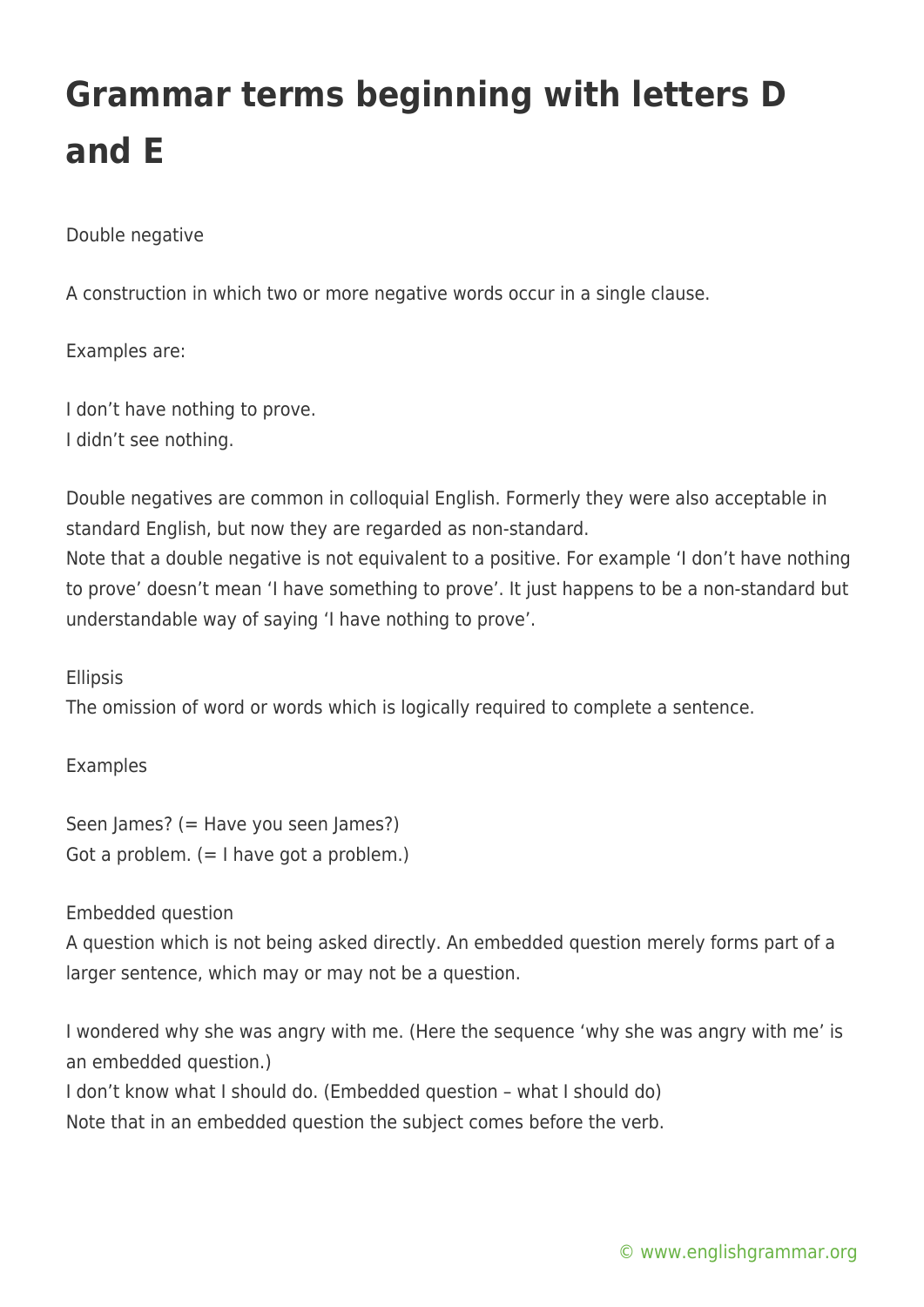# Grammar terms beginning with letters D and E

Double negative

A construction in which two or more negative words occur in a single clause.

Examples are:

I don't have nothing to prove.
I didn't see nothing.

Double negatives are common in colloquial English. Formerly they were also acceptable in standard English, but now they are regarded as non-standard.
Note that a double negative is not equivalent to a positive. For example 'I don't have nothing to prove' doesn't mean 'I have something to prove'. It just happens to be a non-standard but understandable way of saying 'I have nothing to prove'.

Ellipsis
The omission of word or words which is logically required to complete a sentence.

Examples

Seen James? (= Have you seen James?)
Got a problem. (= I have got a problem.)

Embedded question
A question which is not being asked directly. An embedded question merely forms part of a larger sentence, which may or may not be a question.

I wondered why she was angry with me. (Here the sequence 'why she was angry with me' is an embedded question.)
I don't know what I should do. (Embedded question – what I should do)
Note that in an embedded question the subject comes before the verb.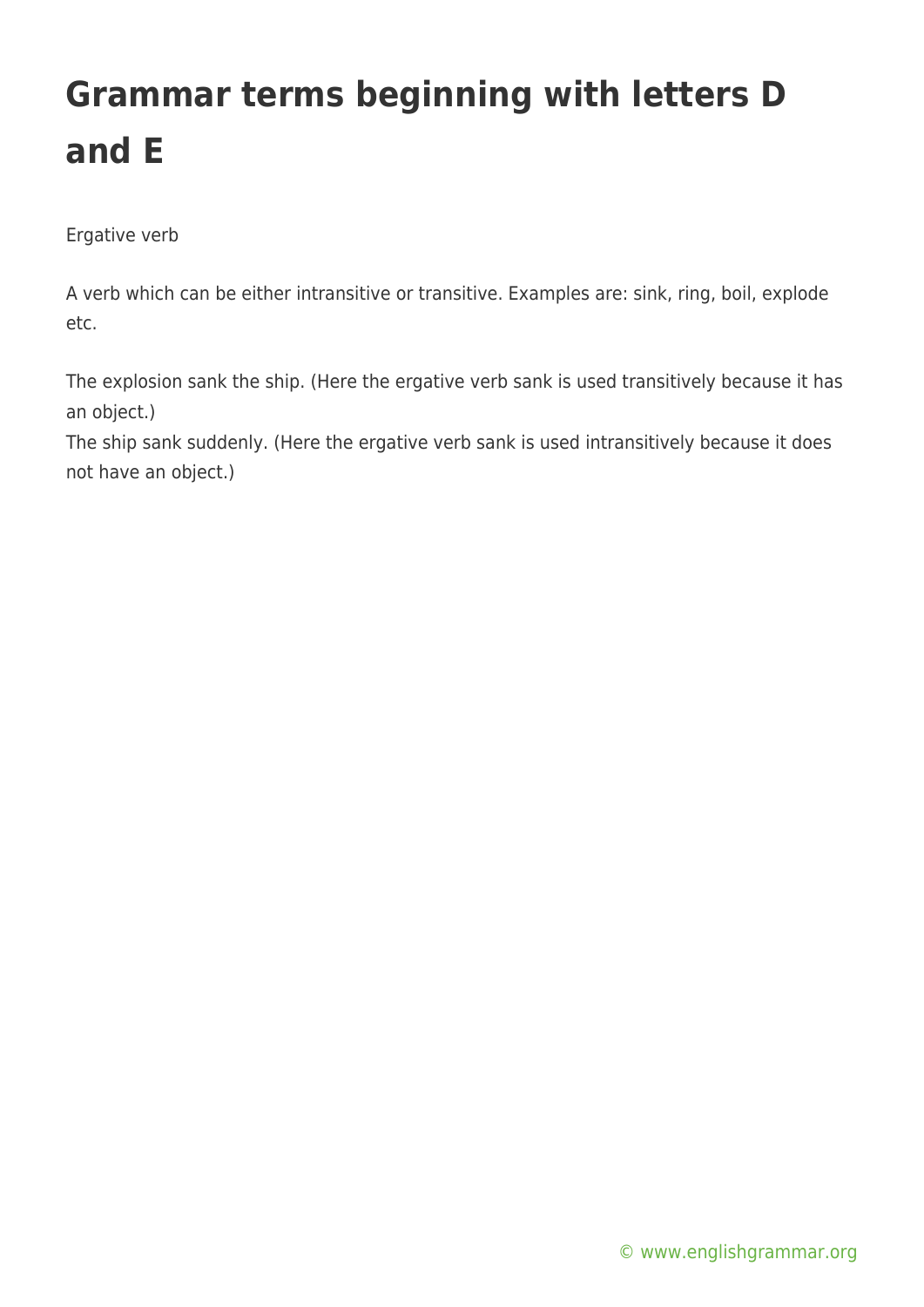# Grammar terms beginning with letters D and E

Ergative verb

A verb which can be either intransitive or transitive. Examples are: sink, ring, boil, explode etc.

The explosion sank the ship. (Here the ergative verb sank is used transitively because it has an object.)
The ship sank suddenly. (Here the ergative verb sank is used intransitively because it does not have an object.)